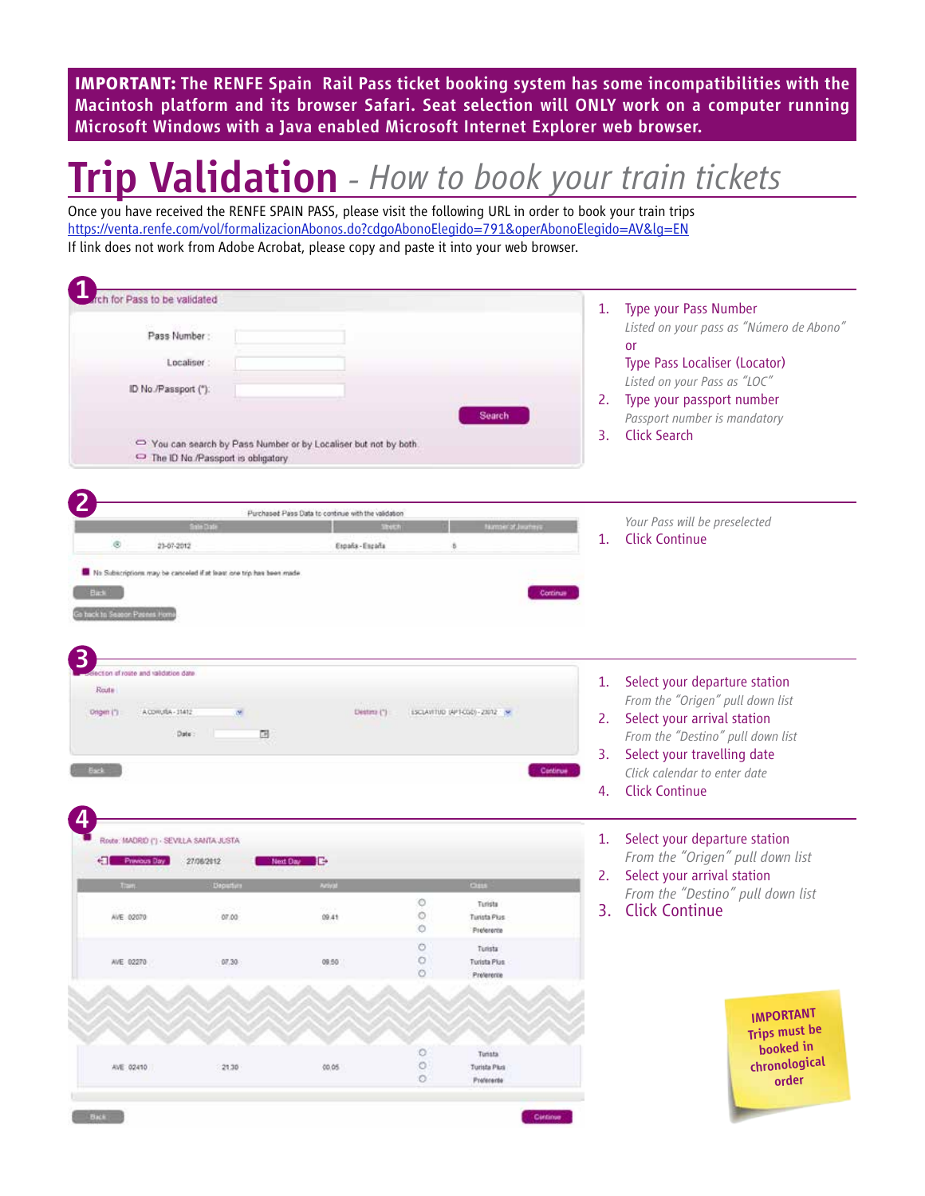**IMPORTANT: The RENFE Spain Rail Pass ticket booking system has some incompatibilities with the Macintosh platform and its browser Safari. Seat selection will ONLY work on a computer running Microsoft Windows with a Java enabled Microsoft Internet Explorer web browser.**

# Trip Validation - *How to book your train tickets*

Once you have received the RENFE SPAIN PASS, please visit the following URL in order to book your train trips
https://venta.renfe.com/vol/formalizacionAbonos.do?cdgoAbonoElegido=791&operAbonoElegido=AV&lg=EN
If link does not work from Adobe Acrobat, please copy and paste it into your web browser.

## 1

Search for Pass to be validated

Pass Number :
Localiser :
ID No./Passport (*):

Search

- You can search by Pass Number or by Localiser but not by both.
- The ID No./Passport is obligatory

1. Type your Pass Number
   *Listed on your pass as "Número de Abono"*
   or
   Type Pass Localiser (Locator)
   *Listed on your Pass as "LOC"*
2. Type your passport number
   *Passport number is mandatory*
3. Click Search

## 2

Purchased Pass Data to continue with the validation

| | Sale Date | Stretch | Number of Journeys |
|---|---|---|---|
| ◉ | 23-07-2012 | España - España | 6 |

No Subscriptions may be canceled if at least one trip has been made

Back | Continue | Go back to Season Passes Home

*Your Pass will be preselected*

1. Click Continue

## 3

Selection of route and validation date

Route
Origen (*) A CORUÑA - 31412
Destino (*) ESCLAVITUD (APT-CGD) - 23012
Date :

Back | Continue

1. Select your departure station
   *From the "Origen" pull down list*
2. Select your arrival station
   *From the "Destino" pull down list*
3. Select your travelling date
   *Click calendar to enter date*
4. Click Continue

## 4

Route: MADRID (*) - SEVILLA SANTA JUSTA

Previous Day | 27/06/2012 | Next Day

| Train | Departure | Arrival | | Class |
|---|---|---|---|---|
| AVE 02070 | 07.00 | 09.41 | ○<br>○<br>○ | Turista<br>Turista Plus<br>Preferente |
| AVE 02270 | 07.30 | 09.50 | ○<br>○<br>○ | Turista<br>Turista Plus<br>Preferente |
| AVE 02410 | 21.30 | 00.05 | ○<br>○<br>○ | Turista<br>Turista Plus<br>Preferente |

Back | Continue

1. Select your departure station
   *From the "Origen" pull down list*
2. Select your arrival station
   *From the "Destino" pull down list*
3. Click Continue

**IMPORTANT**
**Trips must be booked in chronological order**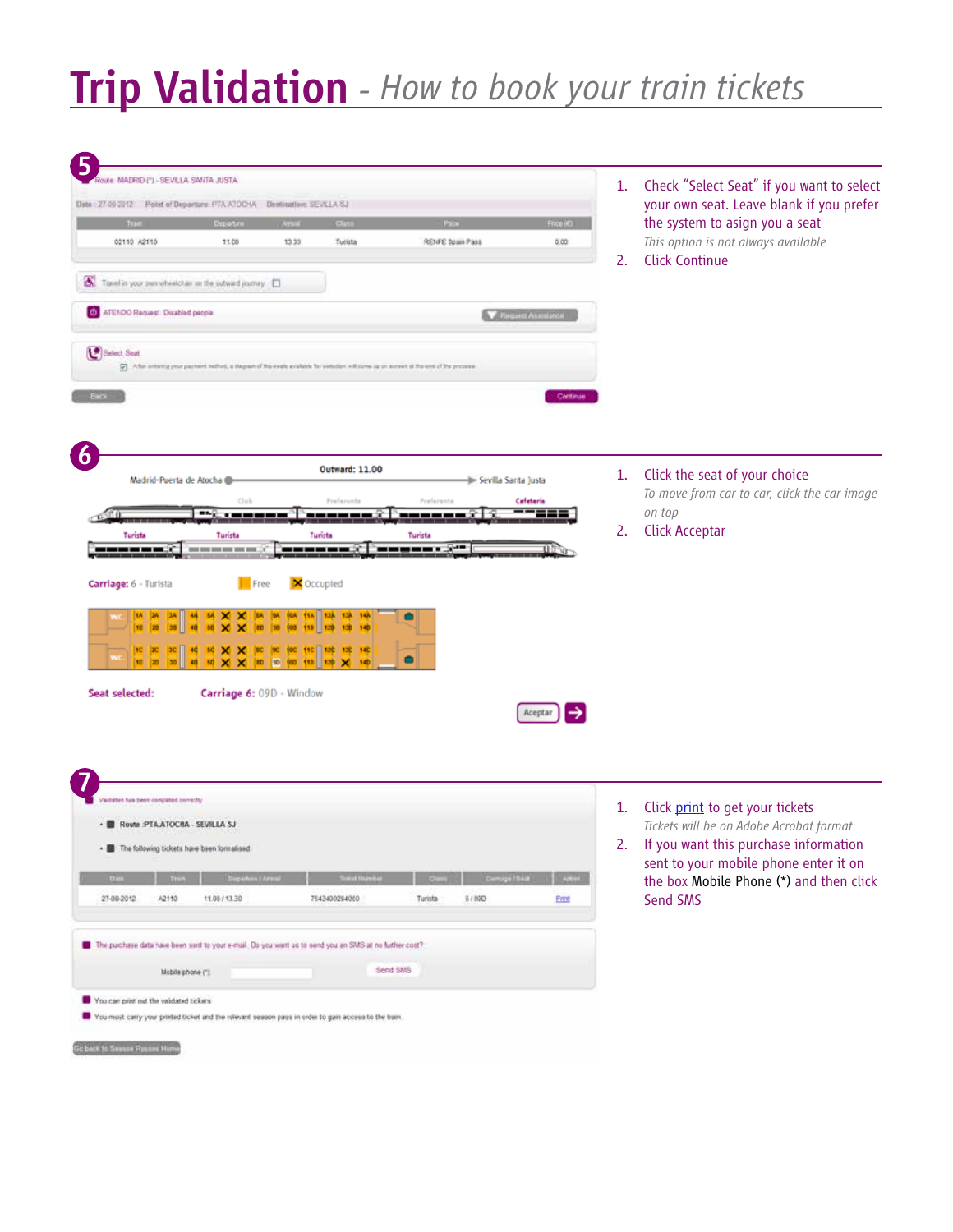# Trip Validation - *How to book your train tickets*

## 5

Route: MADRID (*) - SEVILLA SANTA JUSTA

Date: 27-09-2012 Point of Departure: PTA ATOCHA Destination: SEVILLA SJ

| Train | Departure | Arrival | Class | Place | Price (€) |
|---|---|---|---|---|---|
| 02110 A2110 | 11:00 | 13:30 | Turista | RENFE Spain Pass | 0.00 |

Travel in your own wheelchair on the outward journey

ATENDO Request: Disabled people — Request Assistance

Select Seat

After entering your payment method, a diagram of the seats available for selection will come up on screen at the end of the process

Back — Continue

1. Check “Select Seat” if you want to select your own seat. Leave blank if you prefer the system to asign you a seat
   *This option is not always available*
2. Click Continue

## 6

Outward: 11.00

Madrid-Puerta de Atocha → Sevilla Santa Justa

Club, Preferente, Preferente, Cafetería, Turista, Turista, Turista, Turista

Carriage: 6 - Turista Free Occupied

Seat selected: Carriage 6: 09D - Window

Aceptar

1. Click the seat of your choice
   *To move from car to car, click the car image on top*
2. Click Acceptar

## 7

Validation has been completed correctly

- Route: PTA.ATOCHA - SEVILLA SJ
- The following tickets have been formalised

| Date | Train | Departure / Arrival | Ticket Number | Class | Carriage / Seat | Action |
|---|---|---|---|---|---|---|
| 27-09-2012 | A2110 | 11:00 / 13:30 | 7643400284060 | Turista | 6 / 09D | Print |

The purchase data have been sent to your e-mail. Do you want us to send you an SMS at no further cost?

Mobile phone (*): Send SMS

You can print out the validated tickets

You must carry your printed ticket and the relevant season pass in order to gain access to the train.

Go back to Season Passes Home

1. Click print to get your tickets
   *Tickets will be on Adobe Acrobat format*
2. If you want this purchase information sent to your mobile phone enter it on the box Mobile Phone (*) and then click Send SMS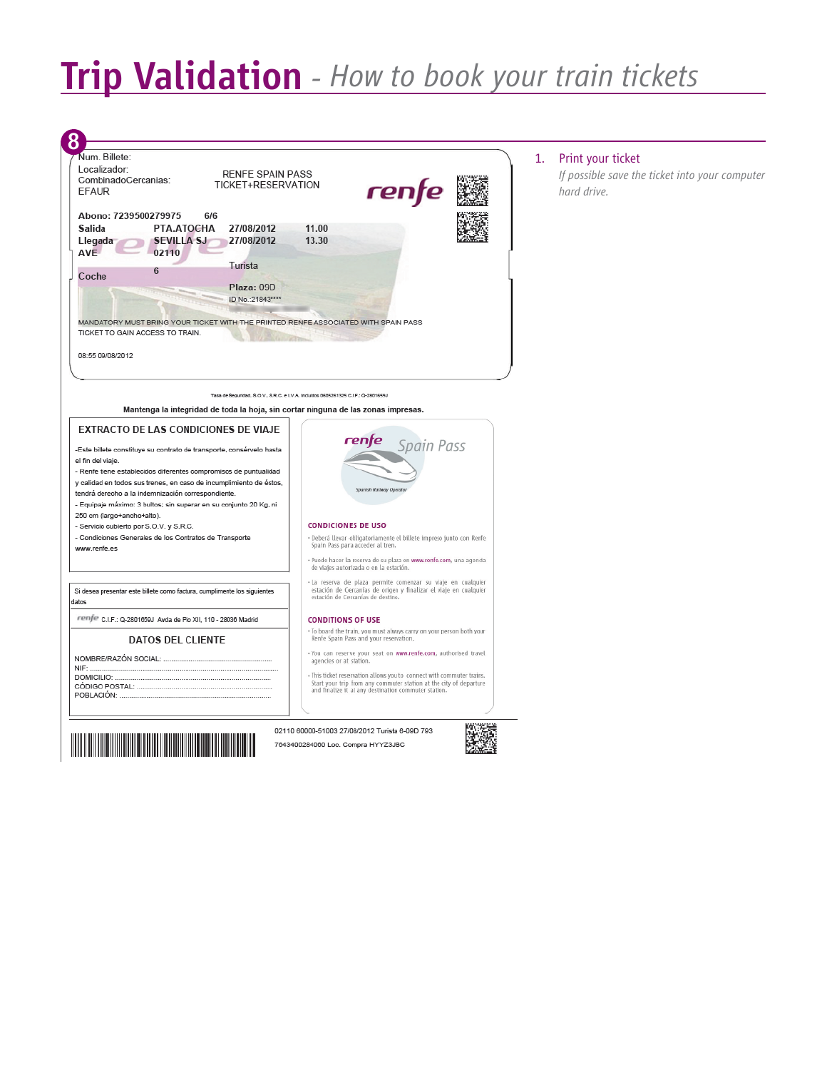# Trip Validation - *How to book your train tickets*

8

Num. Billete:
Localizador:
CombinadoCercanias:
EFAUR

RENFE SPAIN PASS
TICKET+RESERVATION

renfe

**Abono:** 7239500279975 6/6

| **Salida** | PTA.ATOCHA | 27/08/2012 | 11.00 |
|---|---|---|---|
| **Llegada** | SEVILLA SJ | 27/08/2012 | 13.30 |
| **AVE** | 02110 | | |
| Coche | 6 | Turista | |

**Plaza:** 09D
ID No.:21843****

MANDATORY MUST BRING YOUR TICKET WITH THE PRINTED RENFE ASSOCIATED WITH SPAIN PASS TICKET TO GAIN ACCESS TO TRAIN.

08:55 09/08/2012

Tasa de Seguridad, S.O.V., S.R.C. e I.V.A. incluidos 0605261325 C.I.F.: Q-2801659J

**Mantenga la integridad de toda la hoja, sin cortar ninguna de las zonas impresas.**

**EXTRACTO DE LAS CONDICIONES DE VIAJE**

-Este billete constituye su contrato de transporte, consérvelo hasta el fin del viaje.
- Renfe tiene establecidos diferentes compromisos de puntualidad y calidad en todos sus trenes, en caso de incumplimiento de éstos, tendrá derecho a la indemnización correspondiente.
- Equipaje máximo: 3 bultos; sin superar en su conjunto 20 Kg. ni 250 cm (largo+ancho+alto).
- Servicio cubierto por S.O.V. y S.R.C.
- Condiciones Generales de los Contratos de Transporte www.renfe.es

Si desea presentar este billete como factura, cumplimente los siguientes datos

renfe C.I.F.: Q-2801659J Avda de Pío XII, 110 - 28036 Madrid

**DATOS DEL CLIENTE**

NOMBRE/RAZÓN SOCIAL: ..........................................
NIF: ..........................................
DOMICILIO: ..........................................
CÓDIGO POSTAL: ..........................................
POBLACIÓN: ..........................................

renfe *Spain Pass*

Spanish Railway Operator

**CONDICIONES DE USO**

- Deberá llevar obligatoriamente el billete impreso junto con Renfe Spain Pass para acceder al tren.
- Puede hacer la reserva de su plaza en www.renfe.com, una agencia de viajes autorizada o en la estación.
- La reserva de plaza permite comenzar su viaje en cualquier estación de Cercanías de origen y finalizar el viaje en cualquier estación de Cercanías de destino.

**CONDITIONS OF USE**

- To board the train, you must always carry on your person both your Renfe Spain Pass and your reservation.
- You can reserve your seat on www.renfe.com, authorised travel agencies or at station.
- This ticket reservation allows you to connect with commuter trains. Start your trip from any commuter station at the city of departure and finalize it at any destination commuter station.

02110 60000-51003 27/08/2012 Turista 6-09D 793
7043400284000 Loc. Compra HYYZ3JBC

1. Print your ticket
   *If possible save the ticket into your computer hard drive.*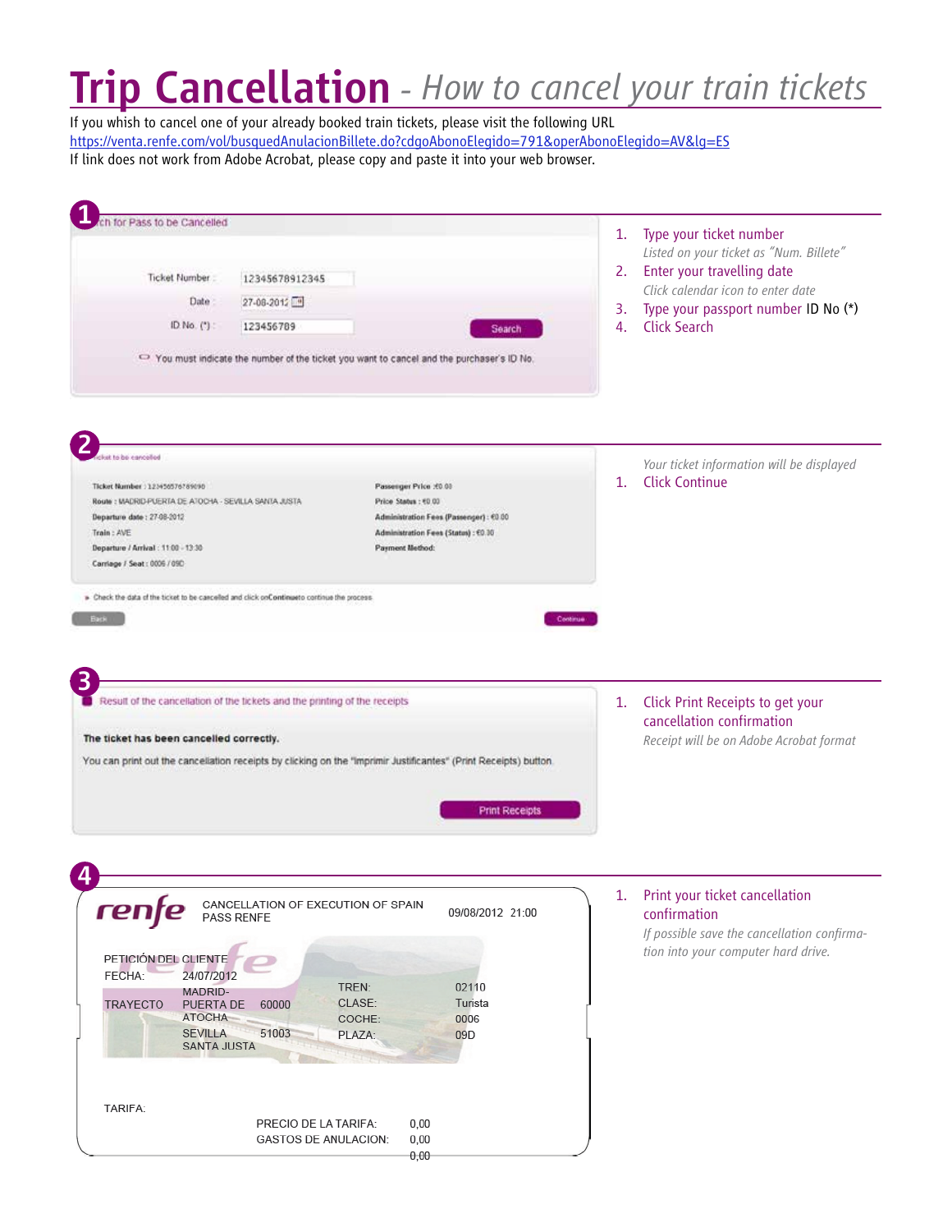# Trip Cancellation - *How to cancel your train tickets*

If you whish to cancel one of your already booked train tickets, please visit the following URL
https://venta.renfe.com/vol/busquedAnulacionBillete.do?cdgoAbonoElegido=791&operAbonoElegido=AV&lg=ES
If link does not work from Adobe Acrobat, please copy and paste it into your web browser.

## 1

ch for Pass to be Cancelled

Ticket Number: 12345678912345
Date: 27-08-2012
ID No. (*): 123456789
Search

You must indicate the number of the ticket you want to cancel and the purchaser's ID No.

1. Type your ticket number
   *Listed on your ticket as "Num. Billete"*
2. Enter your travelling date
   *Click calendar icon to enter date*
3. Type your passport number ID No (*)
4. Click Search

## 2

Ticket to be cancelled

Ticket Number : 12345678789090
Route : MADRID-PUERTA DE ATOCHA - SEVILLA SANTA JUSTA
Departure date : 27-08-2012
Train : AVE
Departure / Arrival : 11:00 - 13:30
Carriage / Seat : 0006 / 09D

Passenger Price : €0.00
Price Status : €0.00
Administration Fees (Passenger) : €0.00
Administration Fees (Status) : €0.30
Payment Method:

Check the data of the ticket to be cancelled and click on Continue to continue the process

Back
Continue

*Your ticket information will be displayed*

1. Click Continue

## 3

Result of the cancellation of the tickets and the printing of the receipts

**The ticket has been cancelled correctly.**

You can print out the cancellation receipts by clicking on the "Imprimir Justificantes" (Print Receipts) button.

Print Receipts

1. Click Print Receipts to get your cancellation confirmation
   *Receipt will be on Adobe Acrobat format*

## 4

renfe

CANCELLATION OF EXECUTION OF SPAIN PASS RENFE — 09/08/2012 21:00

PETICIÓN DEL CLIENTE
FECHA: 24/07/2012

TRAYECTO: MADRID-PUERTA DE ATOCHA 60000 — SEVILLA SANTA JUSTA 51003

TREN: 02110
CLASE: Turista
COCHE: 0006
PLAZA: 09D

TARIFA:

PRECIO DE LA TARIFA: 0,00
GASTOS DE ANULACION: 0,00
0,00

1. Print your ticket cancellation confirmation
   *If possible save the cancellation confirmation into your computer hard drive.*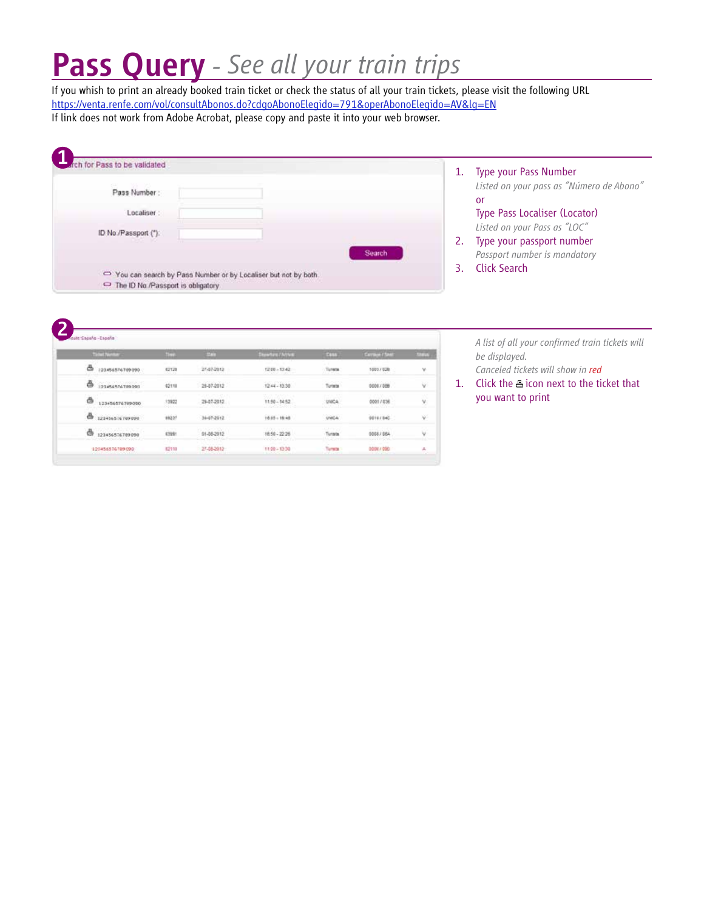# Pass Query - *See all your train trips*

If you whish to print an already booked train ticket or check the status of all your train tickets, please visit the following URL https://venta.renfe.com/vol/consultAbonos.do?cdgoAbonoElegido=791&operAbonoElegido=AV&lg=EN
If link does not work from Adobe Acrobat, please copy and paste it into your web browser.

## 1

Search for Pass to be validated

Pass Number :

Localiser :

ID No./Passport (*):

Search

- You can search by Pass Number or by Localiser but not by both.
- The ID No./Passport is obligatory

1. Type your Pass Number
   *Listed on your pass as "Número de Abono"*
   or
   Type Pass Localiser (Locator)
   *Listed on your Pass as "LOC"*
2. Type your passport number
   *Passport number is mandatory*
3. Click Search

## 2

| Ticket Number | Train | Date | Departure / Arrival | Class | Carriage / Seat | Status |
|---|---|---|---|---|---|---|
| 123456576789090 | 02120 | 27-07-2012 | 12:00 - 12:42 | Turista | 1003 / 02B | V |
| 123456576789090 | 02118 | 28-07-2012 | 12:44 - 13:30 | Turista | 0008 / 08B | V |
| 123456576789090 | 13822 | 29-07-2012 | 11:50 - 14:52 | UNICA | 0001 / 03B | V |
| 123456576789090 | 09237 | 30-07-2012 | 18:05 - 18:48 | UNICA | 0018 / 04C | V |
| 123456576789090 | 03891 | 01-08-2012 | 18:50 - 22:26 | Turista | 0008 / 08A | V |
| 123456576789090 | 02118 | 27-08-2012 | 11:00 - 13:30 | Turista | 0008 / 09D | A |

*A list of all your confirmed train tickets will be displayed.*
*Canceled tickets will show in red*

1. Click the 🖶 icon next to the ticket that you want to print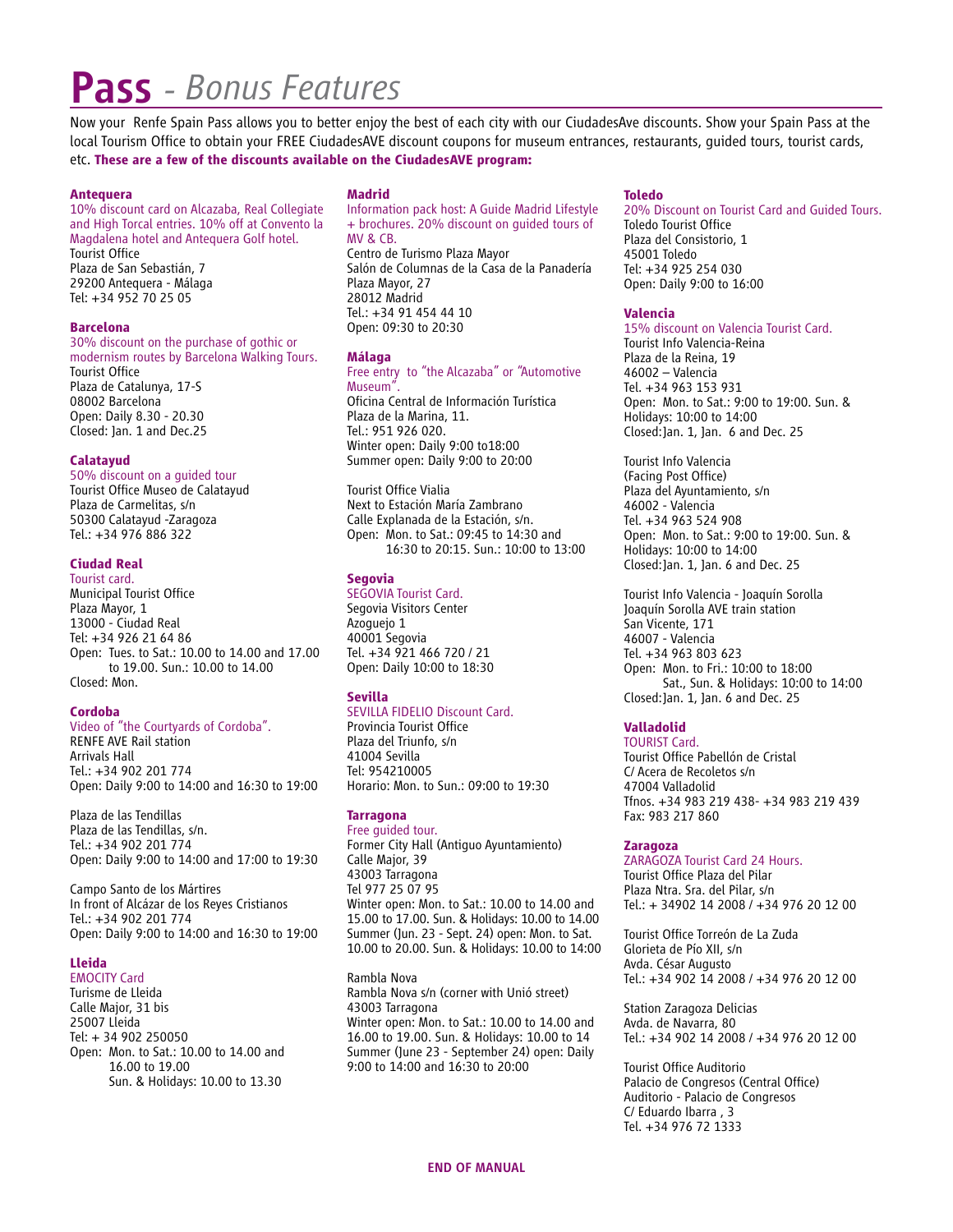# **Pass** - *Bonus Features*

Now your Renfe Spain Pass allows you to better enjoy the best of each city with our CiudadesAve discounts. Show your Spain Pass at the local Tourism Office to obtain your FREE CiudadesAVE discount coupons for museum entrances, restaurants, guided tours, tourist cards, etc. **These are a few of the discounts available on the CiudadesAVE program:**

### Antequera

10% discount card on Alcazaba, Real Collegiate and High Torcal entries. 10% off at Convento la Magdalena hotel and Antequera Golf hotel.
Tourist Office
Plaza de San Sebastián, 7
29200 Antequera - Málaga
Tel: +34 952 70 25 05

### Barcelona

30% discount on the purchase of gothic or modernism routes by Barcelona Walking Tours.
Tourist Office
Plaza de Catalunya, 17-S
08002 Barcelona
Open: Daily 8.30 - 20.30
Closed: Jan. 1 and Dec.25

### Calatayud

50% discount on a guided tour
Tourist Office Museo de Calatayud
Plaza de Carmelitas, s/n
50300 Calatayud -Zaragoza
Tel.: +34 976 886 322

### Ciudad Real

Tourist card.
Municipal Tourist Office
Plaza Mayor, 1
13000 - Ciudad Real
Tel: +34 926 21 64 86
Open: Tues. to Sat.: 10.00 to 14.00 and 17.00 to 19.00. Sun.: 10.00 to 14.00
Closed: Mon.

### Cordoba

Video of "the Courtyards of Cordoba".
RENFE AVE Rail station
Arrivals Hall
Tel.: +34 902 201 774
Open: Daily 9:00 to 14:00 and 16:30 to 19:00

Plaza de las Tendillas
Plaza de las Tendillas, s/n.
Tel.: +34 902 201 774
Open: Daily 9:00 to 14:00 and 17:00 to 19:30

Campo Santo de los Mártires
In front of Alcázar de los Reyes Cristianos
Tel.: +34 902 201 774
Open: Daily 9:00 to 14:00 and 16:30 to 19:00

### Lleida

EMOCITY Card
Turisme de Lleida
Calle Major, 31 bis
25007 Lleida
Tel: + 34 902 250050
Open: Mon. to Sat.: 10.00 to 14.00 and 16.00 to 19.00
Sun. & Holidays: 10.00 to 13.30

### Madrid

Information pack host: A Guide Madrid Lifestyle + brochures. 20% discount on guided tours of MV & CB.
Centro de Turismo Plaza Mayor
Salón de Columnas de la Casa de la Panadería
Plaza Mayor, 27
28012 Madrid
Tel.: +34 91 454 44 10
Open: 09:30 to 20:30

### Málaga

Free entry to "the Alcazaba" or "Automotive Museum".
Oficina Central de Información Turística
Plaza de la Marina, 11.
Tel.: 951 926 020.
Winter open: Daily 9:00 to18:00
Summer open: Daily 9:00 to 20:00

Tourist Office Vialia
Next to Estación María Zambrano
Calle Explanada de la Estación, s/n.
Open: Mon. to Sat.: 09:45 to 14:30 and 16:30 to 20:15. Sun.: 10:00 to 13:00

### Segovia

SEGOVIA Tourist Card.
Segovia Visitors Center
Azoguejo 1
40001 Segovia
Tel. +34 921 466 720 / 21
Open: Daily 10:00 to 18:30

### Sevilla

SEVILLA FIDELIO Discount Card.
Provincia Tourist Office
Plaza del Triunfo, s/n
41004 Sevilla
Tel: 954210005
Horario: Mon. to Sun.: 09:00 to 19:30

### Tarragona

Free guided tour.
Former City Hall (Antiguo Ayuntamiento)
Calle Major, 39
43003 Tarragona
Tel 977 25 07 95
Winter open: Mon. to Sat.: 10.00 to 14.00 and 15.00 to 17.00. Sun. & Holidays: 10.00 to 14.00
Summer (Jun. 23 - Sept. 24) open: Mon. to Sat. 10.00 to 20.00. Sun. & Holidays: 10.00 to 14:00

Rambla Nova
Rambla Nova s/n (corner with Unió street)
43003 Tarragona
Winter open: Mon. to Sat.: 10.00 to 14.00 and 16.00 to 19.00. Sun. & Holidays: 10.00 to 14
Summer (June 23 - September 24) open: Daily 9:00 to 14:00 and 16:30 to 20:00

### Toledo

20% Discount on Tourist Card and Guided Tours.
Toledo Tourist Office
Plaza del Consistorio, 1
45001 Toledo
Tel: +34 925 254 030
Open: Daily 9:00 to 16:00

### Valencia

15% discount on Valencia Tourist Card.
Tourist Info Valencia-Reina
Plaza de la Reina, 19
46002 – Valencia
Tel. +34 963 153 931
Open: Mon. to Sat.: 9:00 to 19:00. Sun. & Holidays: 10:00 to 14:00
Closed:Jan. 1, Jan. 6 and Dec. 25

Tourist Info Valencia
(Facing Post Office)
Plaza del Ayuntamiento, s/n
46002 - Valencia
Tel. +34 963 524 908
Open: Mon. to Sat.: 9:00 to 19:00. Sun. & Holidays: 10:00 to 14:00
Closed:Jan. 1, Jan. 6 and Dec. 25

Tourist Info Valencia - Joaquín Sorolla
Joaquín Sorolla AVE train station
San Vicente, 171
46007 - Valencia
Tel. +34 963 803 623
Open: Mon. to Fri.: 10:00 to 18:00
Sat., Sun. & Holidays: 10:00 to 14:00
Closed:Jan. 1, Jan. 6 and Dec. 25

### Valladolid

TOURIST Card.
Tourist Office Pabellón de Cristal
C/ Acera de Recoletos s/n
47004 Valladolid
Tfnos. +34 983 219 438- +34 983 219 439
Fax: 983 217 860

### Zaragoza

ZARAGOZA Tourist Card 24 Hours.
Tourist Office Plaza del Pilar
Plaza Ntra. Sra. del Pilar, s/n
Tel.: + 34902 14 2008 / +34 976 20 12 00

Tourist Office Torreón de La Zuda
Glorieta de Pío XII, s/n
Avda. César Augusto
Tel.: +34 902 14 2008 / +34 976 20 12 00

Station Zaragoza Delicias
Avda. de Navarra, 80
Tel.: +34 902 14 2008 / +34 976 20 12 00

Tourist Office Auditorio
Palacio de Congresos (Central Office)
Auditorio - Palacio de Congresos
C/ Eduardo Ibarra , 3
Tel. +34 976 72 1333

**END OF MANUAL**